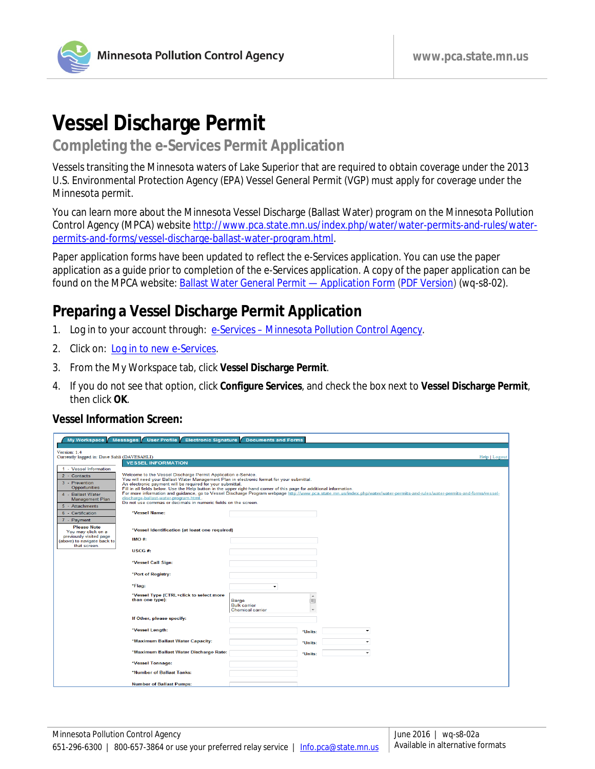# Vessel Discharge Permit

## Completing the e-Services Permit Application

Vessels transiting the Minnesota waters of Lake Superior that are required to obtain coverage under the 2013 U.S. Environmental Protection Agency (EPA) Vessel General Permit (VGP) must apply for coverage under the Minnesota permit.

You can learn more about the Minnesota Vessel Discharge (Ballast Water) program on the Minnesota Pollution Control Agency (MPCA) website http://www.pca.state.mn.us/index.php/water/water-permits-and-rules/water-permits-and-forms/vessel-discharge-ballast-water-program.html.

Paper application forms have been updated to reflect the e-Services application. You can use the paper application as a guide prior to completion of the e-Services application. A copy of the paper application can be found on the MPCA website: Ballast Water General Permit — Application Form (PDF Version) (wq-s8-02).

## Preparing a Vessel Discharge Permit Application

1. Log in to your account through: e-Services – Minnesota Pollution Control Agency.
2. Click on: Log in to new e-Services.
3. From the My Workspace tab, click **Vessel Discharge Permit**.
4. If you do not see that option, click **Configure Services**, and check the box next to **Vessel Discharge Permit**, then click **OK**.

### Vessel Information Screen:

My Workspace | Messages | User Profile | Electronic Signature | Documents and Forms

Version: 1.4
Currently logged in: Dave Sahli (DAVESAHLI)

Help | Logout

- 1 - Vessel Information
- 2 - Contacts
- 3 - Prevention Opportunities
- 4 - Ballast Water Management Plan
- 5 - Attachments
- 6 - Certification
- 7 - Payment

Please Note
You may click on a previously visited page (above) to navigate back to that screen.

**VESSEL INFORMATION**

Welcome to the Vessel Discharge Permit Application e-Service.
You will need your Ballast Water Management Plan in electronic format for your submittal.
An electronic payment will be required for your submittal.
Fill in all fields below. Use the Help button in the upper right-hand corner of this page for additional information.
For more information and guidance, go to Vessel Discharge Program webpage http://www.pca.state.mn.us/index.php/water/water-permits-and-rules/water-permits-and-forms/vessel-discharge-ballast-water-program.html.
Do not use commas or decimals in numeric fields on the screen.

- \*Vessel Name:
- \*Vessel Identification (at least one required)
- IMO #:
- USCG #:
- \*Vessel Call Sign:
- \*Port of Registry:
- \*Flag:
- \*Vessel Type (CTRL+click to select more than one type): Barge / Bulk carrier / Chemical carrier
- If Other, please specify:
- \*Vessel Length: \*Units:
- \*Maximum Ballast Water Capacity: \*Units:
- \*Maximum Ballast Water Discharge Rate: \*Units:
- \*Vessel Tonnage:
- \*Number of Ballast Tanks:
- Number of Ballast Pumps: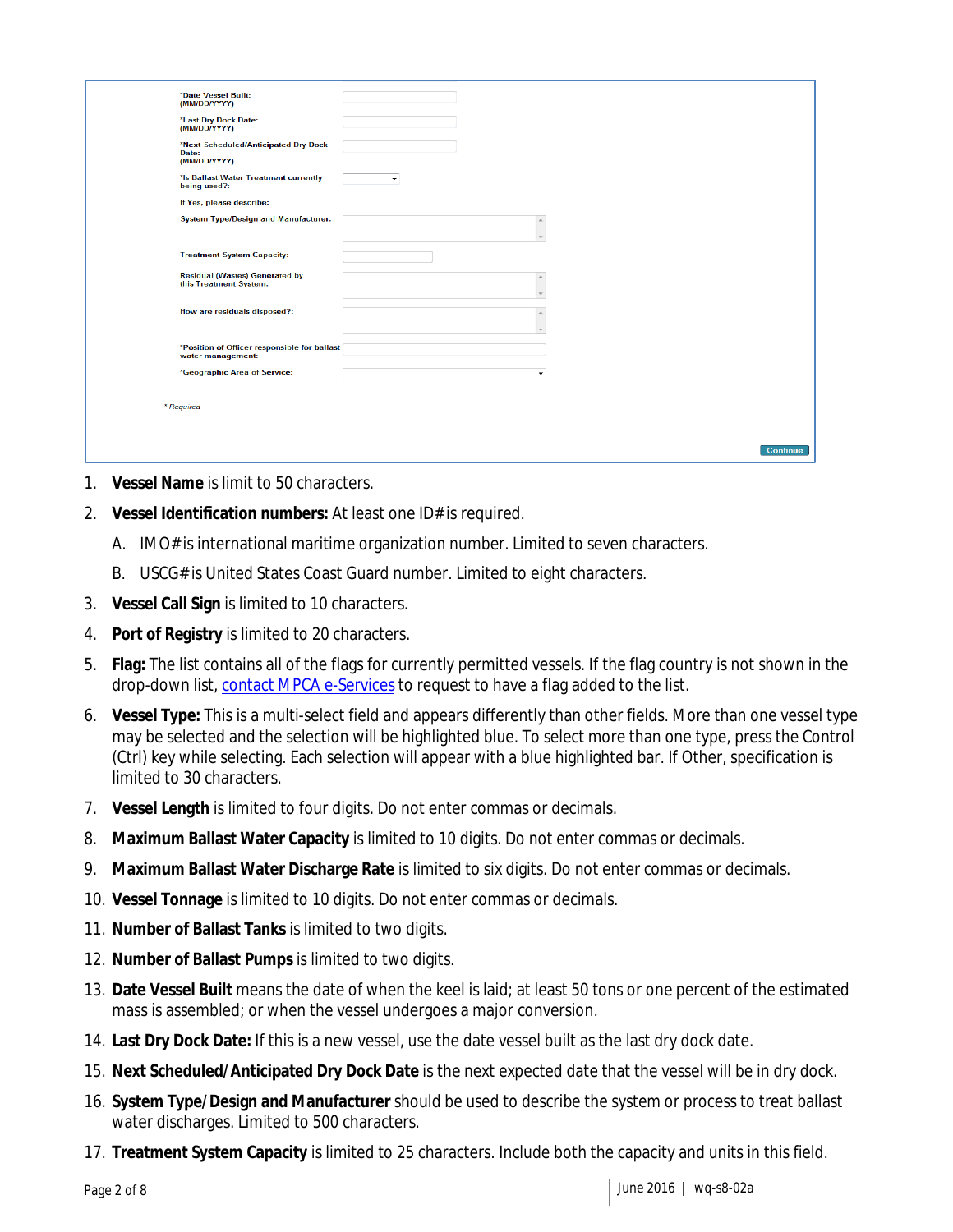*Date Vessel Built: (MM/DD/YYYY)

*Last Dry Dock Date: (MM/DD/YYYY)

*Next Scheduled/Anticipated Dry Dock Date: (MM/DD/YYYY)

*Is Ballast Water Treatment currently being used?:

If Yes, please describe:

System Type/Design and Manufacturer:

Treatment System Capacity:

Residual (Wastes) Generated by this Treatment System:

How are residuals disposed?:

*Position of Officer responsible for ballast water management:

*Geographic Area of Service:

* Required

Continue

1. **Vessel Name** is limit to 50 characters.
2. **Vessel Identification numbers:** At least one ID# is required.
   A. IMO# is international maritime organization number. Limited to seven characters.
   B. USCG# is United States Coast Guard number. Limited to eight characters.
3. **Vessel Call Sign** is limited to 10 characters.
4. **Port of Registry** is limited to 20 characters.
5. **Flag:** The list contains all of the flags for currently permitted vessels. If the flag country is not shown in the drop-down list, contact MPCA e-Services to request to have a flag added to the list.
6. **Vessel Type:** This is a multi-select field and appears differently than other fields. More than one vessel type may be selected and the selection will be highlighted blue. To select more than one type, press the Control (Ctrl) key while selecting. Each selection will appear with a blue highlighted bar. If Other, specification is limited to 30 characters.
7. **Vessel Length** is limited to four digits. Do not enter commas or decimals.
8. **Maximum Ballast Water Capacity** is limited to 10 digits. Do not enter commas or decimals.
9. **Maximum Ballast Water Discharge Rate** is limited to six digits. Do not enter commas or decimals.
10. **Vessel Tonnage** is limited to 10 digits. Do not enter commas or decimals.
11. **Number of Ballast Tanks** is limited to two digits.
12. **Number of Ballast Pumps** is limited to two digits.
13. **Date Vessel Built** means the date of when the keel is laid; at least 50 tons or one percent of the estimated mass is assembled; or when the vessel undergoes a major conversion.
14. **Last Dry Dock Date:** If this is a new vessel, use the date vessel built as the last dry dock date.
15. **Next Scheduled/Anticipated Dry Dock Date** is the next expected date that the vessel will be in dry dock.
16. **System Type/Design and Manufacturer** should be used to describe the system or process to treat ballast water discharges. Limited to 500 characters.
17. **Treatment System Capacity** is limited to 25 characters. Include both the capacity and units in this field.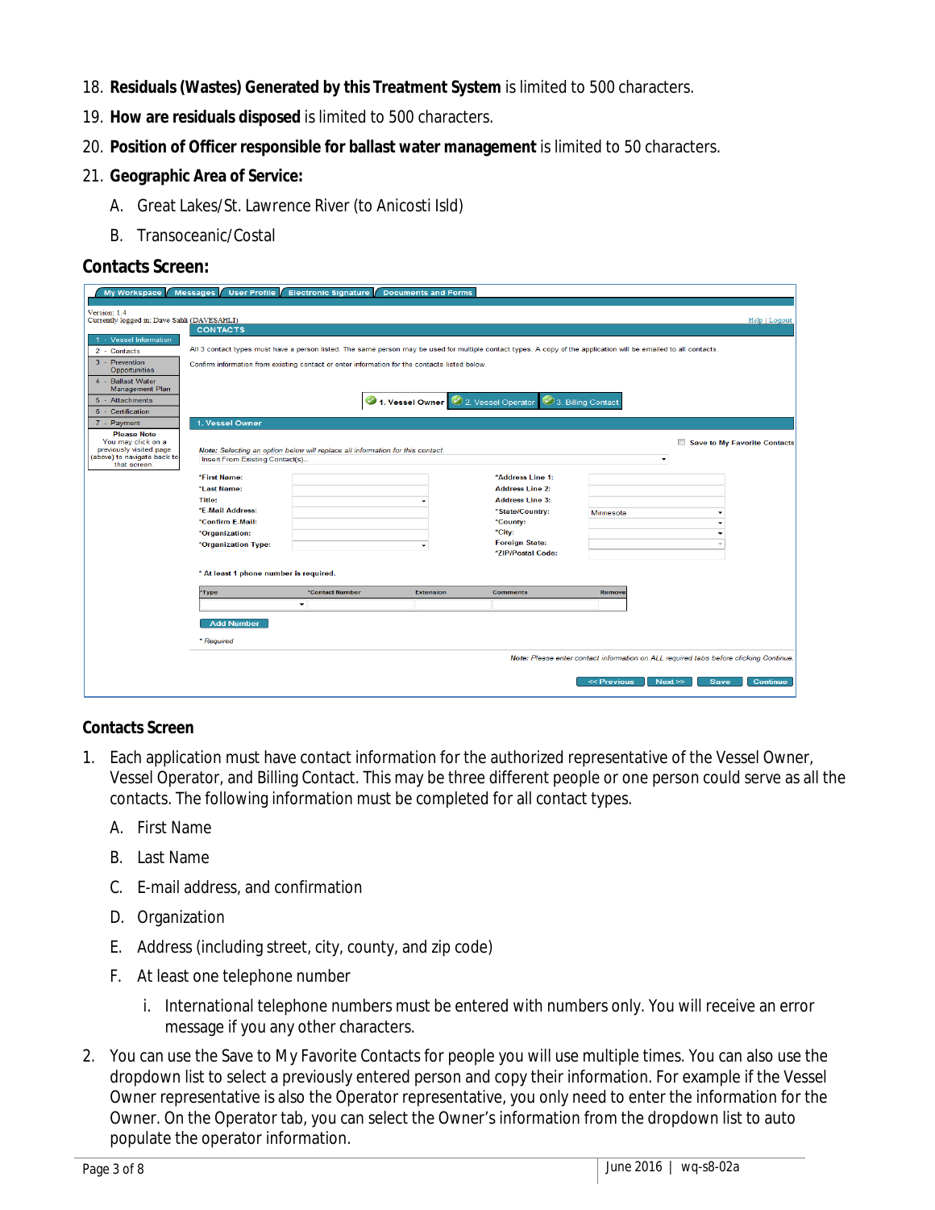18. **Residuals (Wastes) Generated by this Treatment System** is limited to 500 characters.
19. **How are residuals disposed** is limited to 500 characters.
20. **Position of Officer responsible for ballast water management** is limited to 50 characters.
21. **Geographic Area of Service:**
    - A. Great Lakes/St. Lawrence River (to Anicosti Isld)
    - B. Transoceanic/Costal

## Contacts Screen:

## Contacts Screen

1. Each application must have contact information for the authorized representative of the Vessel Owner, Vessel Operator, and Billing Contact. This may be three different people or one person could serve as all the contacts. The following information must be completed for all contact types.
   - A. First Name
   - B. Last Name
   - C. E-mail address, and confirmation
   - D. Organization
   - E. Address (including street, city, county, and zip code)
   - F. At least one telephone number
     - i. International telephone numbers must be entered with numbers only. You will receive an error message if you any other characters.
2. You can use the Save to My Favorite Contacts for people you will use multiple times. You can also use the dropdown list to select a previously entered person and copy their information. For example if the Vessel Owner representative is also the Operator representative, you only need to enter the information for the Owner. On the Operator tab, you can select the Owner's information from the dropdown list to auto populate the operator information.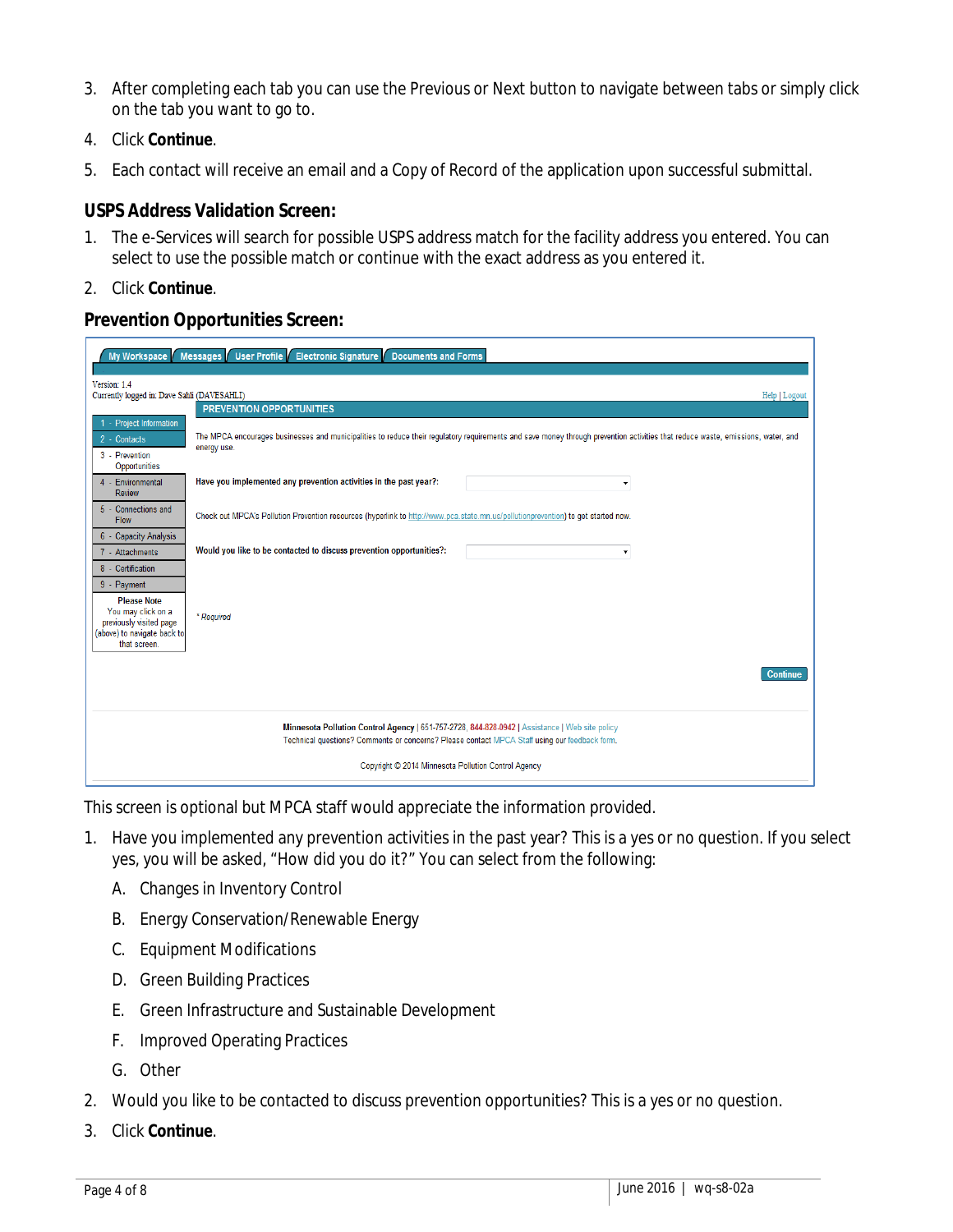3. After completing each tab you can use the Previous or Next button to navigate between tabs or simply click on the tab you want to go to.
4. Click **Continue**.
5. Each contact will receive an email and a Copy of Record of the application upon successful submittal.

### USPS Address Validation Screen:

1. The e-Services will search for possible USPS address match for the facility address you entered. You can select to use the possible match or continue with the exact address as you entered it.
2. Click **Continue**.

### Prevention Opportunities Screen:

This screen is optional but MPCA staff would appreciate the information provided.

1. Have you implemented any prevention activities in the past year? This is a yes or no question. If you select yes, you will be asked, "How did you do it?" You can select from the following:
   A. Changes in Inventory Control
   B. Energy Conservation/Renewable Energy
   C. Equipment Modifications
   D. Green Building Practices
   E. Green Infrastructure and Sustainable Development
   F. Improved Operating Practices
   G. Other
2. Would you like to be contacted to discuss prevention opportunities? This is a yes or no question.
3. Click **Continue**.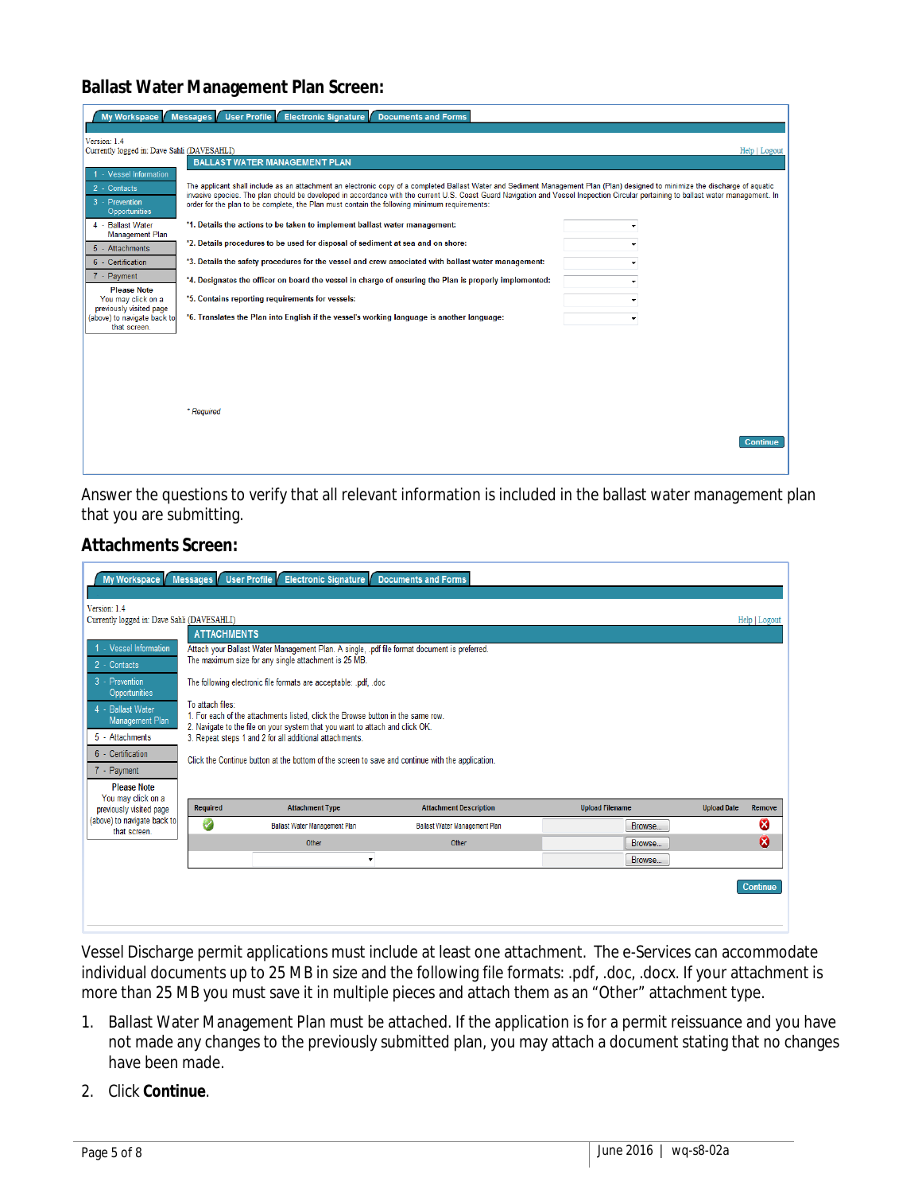## Ballast Water Management Plan Screen:

My Workspace | Messages | User Profile | Electronic Signature | Documents and Forms

Version: 1.4
Currently logged in: Dave Sahli (DAVESAHLI)

Help | Logout

**BALLAST WATER MANAGEMENT PLAN**

1 - Vessel Information
2 - Contacts
3 - Prevention Opportunities
4 - Ballast Water Management Plan
5 - Attachments
6 - Certification
7 - Payment

**Please Note**
You may click on a previously visited page (above) to navigate back to that screen.

The applicant shall include as an attachment an electronic copy of a completed Ballast Water and Sediment Management Plan (Plan) designed to minimize the discharge of aquatic invasive species. The plan should be developed in accordance with the current U.S. Coast Guard Navigation and Vessel Inspection Circular pertaining to ballast water management. In order for the plan to be complete, the Plan must contain the following minimum requirements:

*1. Details the actions to be taken to implement ballast water management:

*2. Details procedures to be used for disposal of sediment at sea and on shore:

*3. Details the safety procedures for the vessel and crew associated with ballast water management:

*4. Designates the officer on board the vessel in charge of ensuring the Plan is properly implemented:

*5. Contains reporting requirements for vessels:

*6. Translates the Plan into English if the vessel's working language is another language:

* Required

Continue

Answer the questions to verify that all relevant information is included in the ballast water management plan that you are submitting.

## Attachments Screen:

My Workspace | Messages | User Profile | Electronic Signature | Documents and Forms

Version: 1.4
Currently logged in: Dave Sahli (DAVESAHLI)

Help | Logout

**ATTACHMENTS**

1 - Vessel Information
2 - Contacts
3 - Prevention Opportunities
4 - Ballast Water Management Plan
5 - Attachments
6 - Certification
7 - Payment

**Please Note**
You may click on a previously visited page (above) to navigate back to that screen.

Attach your Ballast Water Management Plan. A single, .pdf file format document is preferred.
The maximum size for any single attachment is 25 MB.

The following electronic file formats are acceptable: .pdf, .doc

To attach files:
1. For each of the attachments listed, click the Browse button in the same row.
2. Navigate to the file on your system that you want to attach and click OK.
3. Repeat steps 1 and 2 for all additional attachments.

Click the Continue button at the bottom of the screen to save and continue with the application.

| Required | Attachment Type | Attachment Description | Upload Filename | Upload Date | Remove |
|---|---|---|---|---|---|
| ✓ | Ballast Water Management Plan | Ballast Water Management Plan | Browse... | | ✗ |
| | Other | Other | Browse... | | ✗ |
| | | | Browse... | | |

Continue

Vessel Discharge permit applications must include at least one attachment. The e-Services can accommodate individual documents up to 25 MB in size and the following file formats: .pdf, .doc, .docx. If your attachment is more than 25 MB you must save it in multiple pieces and attach them as an "Other" attachment type.

1. Ballast Water Management Plan must be attached. If the application is for a permit reissuance and you have not made any changes to the previously submitted plan, you may attach a document stating that no changes have been made.
2. Click **Continue**.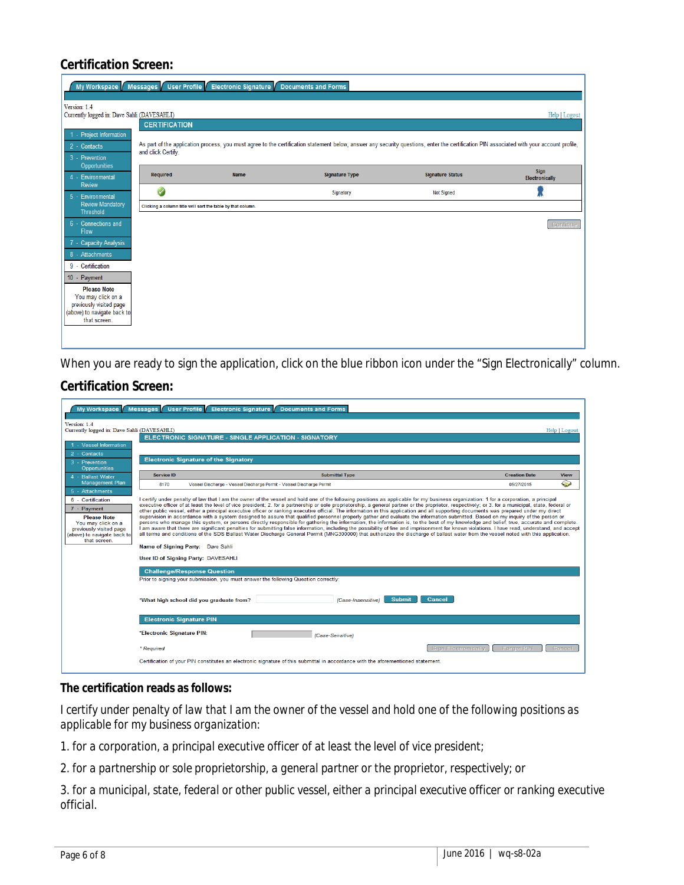### Certification Screen:

When you are ready to sign the application, click on the blue ribbon icon under the "Sign Electronically" column.

### Certification Screen:

### The certification reads as follows:

I certify under penalty of law that I am the owner of the vessel and hold one of the following positions as applicable for my business organization:

1. for a corporation, a principal executive officer of at least the level of vice president;

2. for a partnership or sole proprietorship, a general partner or the proprietor, respectively; or

3. for a municipal, state, federal or other public vessel, either a principal executive officer or ranking executive official.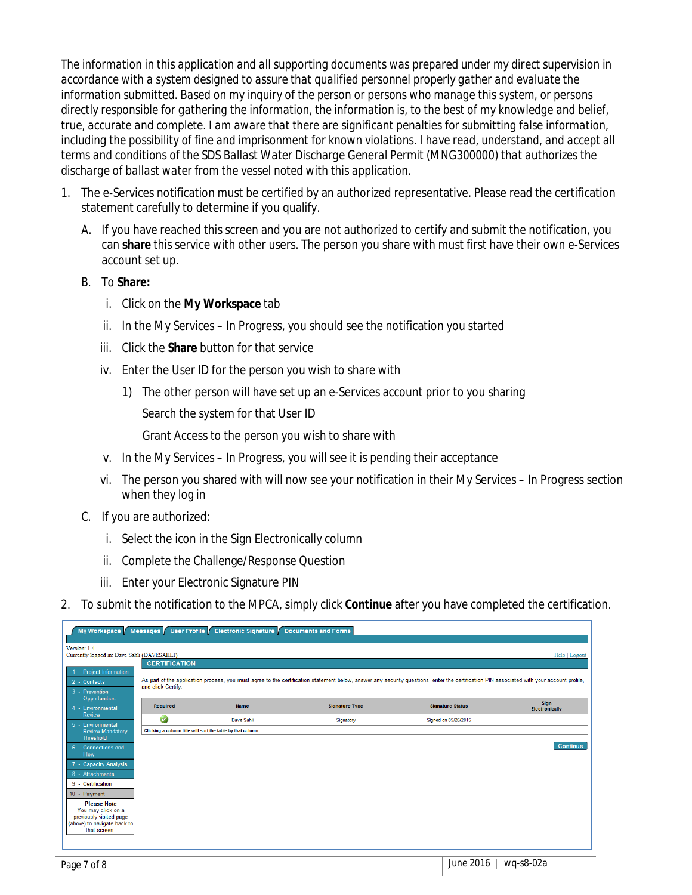The information in this application and all supporting documents was prepared under my direct supervision in accordance with a system designed to assure that qualified personnel properly gather and evaluate the information submitted. Based on my inquiry of the person or persons who manage this system, or persons directly responsible for gathering the information, the information is, to the best of my knowledge and belief, true, accurate and complete. I am aware that there are significant penalties for submitting false information, including the possibility of fine and imprisonment for known violations. I have read, understand, and accept all terms and conditions of the SDS Ballast Water Discharge General Permit (MNG300000) that authorizes the discharge of ballast water from the vessel noted with this application.

1. The e-Services notification must be certified by an authorized representative. Please read the certification statement carefully to determine if you qualify.
   - A. If you have reached this screen and you are not authorized to certify and submit the notification, you can **share** this service with other users. The person you share with must first have their own e-Services account set up.
   - B. To **Share:**
     - i. Click on the **My Workspace** tab
     - ii. In the My Services – In Progress, you should see the notification you started
     - iii. Click the **Share** button for that service
     - iv. Enter the User ID for the person you wish to share with
       - 1) The other person will have set up an e-Services account prior to you sharing

         Search the system for that User ID

         Grant Access to the person you wish to share with
     - v. In the My Services – In Progress, you will see it is pending their acceptance
     - vi. The person you shared with will now see your notification in their My Services – In Progress section when they log in
   - C. If you are authorized:
     - i. Select the icon in the Sign Electronically column
     - ii. Complete the Challenge/Response Question
     - iii. Enter your Electronic Signature PIN
2. To submit the notification to the MPCA, simply click **Continue** after you have completed the certification.

My Workspace | Messages | User Profile | Electronic Signature | Documents and Forms

Version: 1.4
Currently logged in: Dave Sahli (DAVESAHLI)　　Help | Logout

1 - Project Information
2 - Contacts
3 - Prevention Opportunities
4 - Environmental Review
5 - Environmental Review Mandatory Threshold
6 - Connections and Flow
7 - Capacity Analysis
8 - Attachments
9 - Certification
10 - Payment

**Please Note**
You may click on a previously visited page (above) to navigate back to that screen.

**CERTIFICATION**

As part of the application process, you must agree to the certification statement below, answer any security questions, enter the certification PIN associated with your account profile, and click Certify

| Required | Name | Signature Type | Signature Status | Sign Electronically |
|---|---|---|---|---|
| ✓ | Dave Sahli | Signatory | Signed on 05/26/2015 | |

Clicking a column title will sort the table by that column.

Continue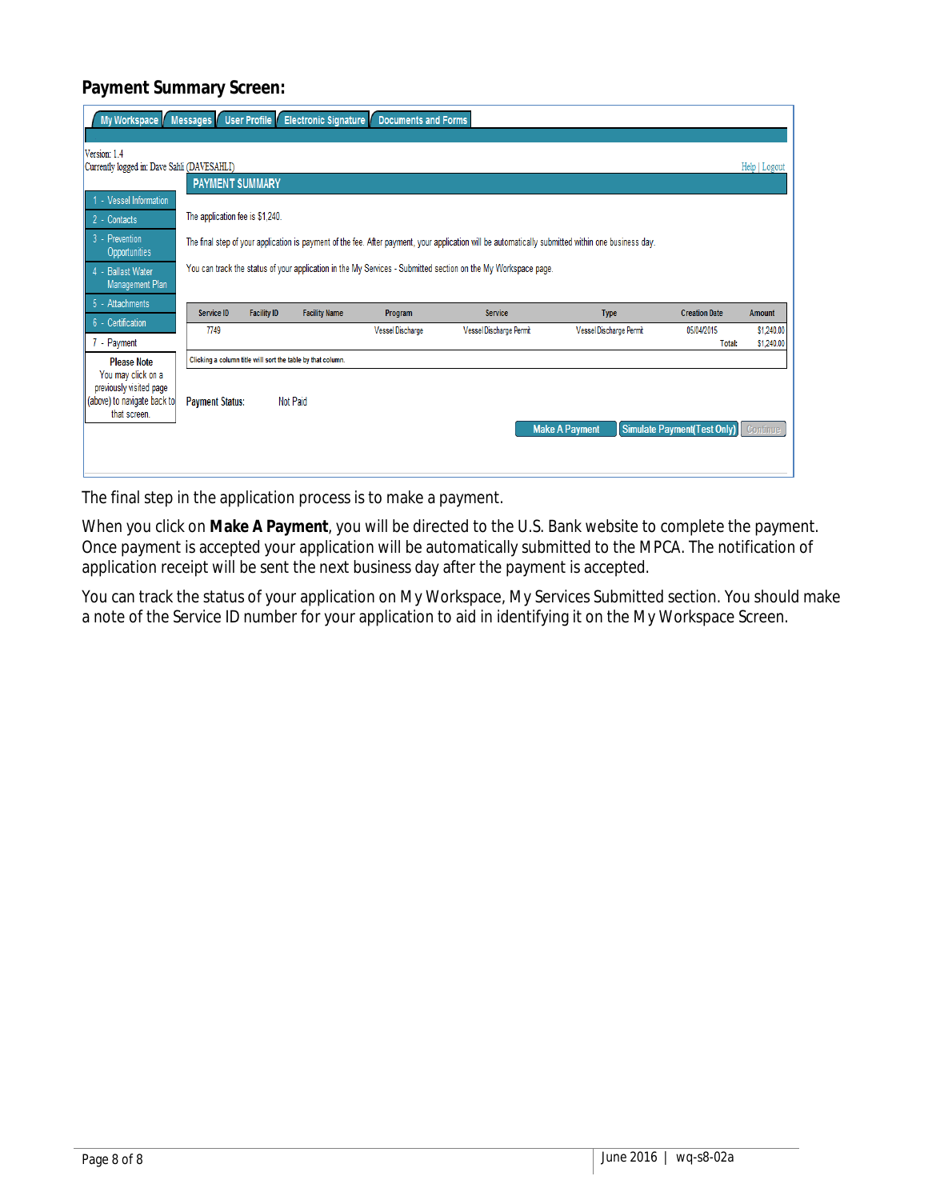**Payment Summary Screen:**

My Workspace | Messages | User Profile | Electronic Signature | Documents and Forms

Version: 1.4

Currently logged in: Dave Sahli (DAVESAHLI)

Help | Logout

PAYMENT SUMMARY

1 - Vessel Information
2 - Contacts
3 - Prevention Opportunities
4 - Ballast Water Management Plan
5 - Attachments
6 - Certification
7 - Payment

Please Note
You may click on a previously visited page (above) to navigate back to that screen.

The application fee is $1,240.

The final step of your application is payment of the fee. After payment, your application will be automatically submitted within one business day.

You can track the status of your application in the My Services - Submitted section on the My Workspace page.

| Service ID | Facility ID | Facility Name | Program | Service | Type | Creation Date | Amount |
|---|---|---|---|---|---|---|---|
| 7749 | | | Vessel Discharge | Vessel Discharge Permit | Vessel Discharge Permit | 05/04/2015 | $1,240.00 |
| | | | | | | Total: | $1,240.00 |

Clicking a column title will sort the table by that column.

Payment Status: Not Paid

Make A Payment | Simulate Payment(Test Only) | Continue

The final step in the application process is to make a payment.

When you click on **Make A Payment**, you will be directed to the U.S. Bank website to complete the payment. Once payment is accepted your application will be automatically submitted to the MPCA. The notification of application receipt will be sent the next business day after the payment is accepted.

You can track the status of your application on My Workspace, My Services Submitted section. You should make a note of the Service ID number for your application to aid in identifying it on the My Workspace Screen.